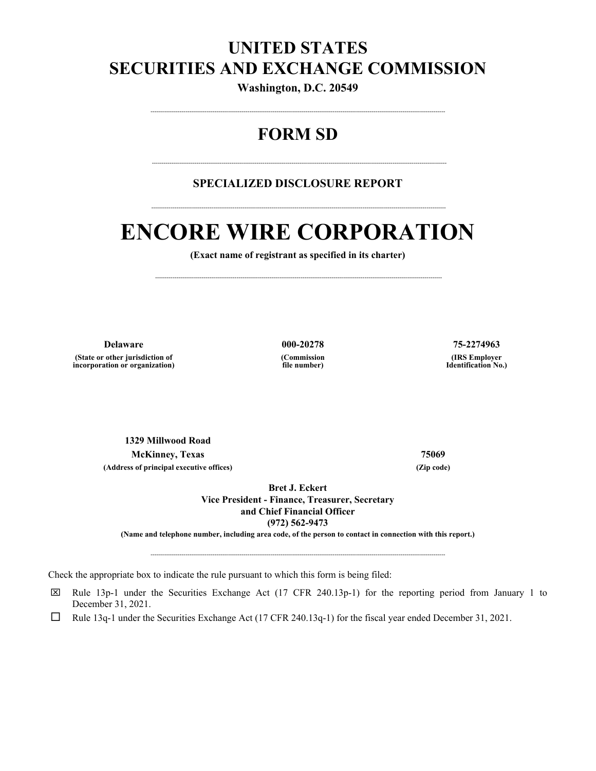# UNITED STATES
# SECURITIES AND EXCHANGE COMMISSION

**Washington, D.C. 20549**

---

## FORM SD

---

### SPECIALIZED DISCLOSURE REPORT

---

# ENCORE WIRE CORPORATION

**(Exact name of registrant as specified in its charter)**

---

| Delaware | 000-20278 | 75-2274963 |
|---|---|---|
| (State or other jurisdiction of incorporation or organization) | (Commission file number) | (IRS Employer Identification No.) |

| 1329 Millwood Road McKinney, Texas | 75069 |
|---|---|
| (Address of principal executive offices) | (Zip code) |

**Bret J. Eckert**
**Vice President - Finance, Treasurer, Secretary**
**and Chief Financial Officer**
**(972) 562-9473**

**(Name and telephone number, including area code, of the person to contact in connection with this report.)**

---

Check the appropriate box to indicate the rule pursuant to which this form is being filed:

☒ Rule 13p-1 under the Securities Exchange Act (17 CFR 240.13p-1) for the reporting period from January 1 to December 31, 2021.

☐ Rule 13q-1 under the Securities Exchange Act (17 CFR 240.13q-1) for the fiscal year ended December 31, 2021.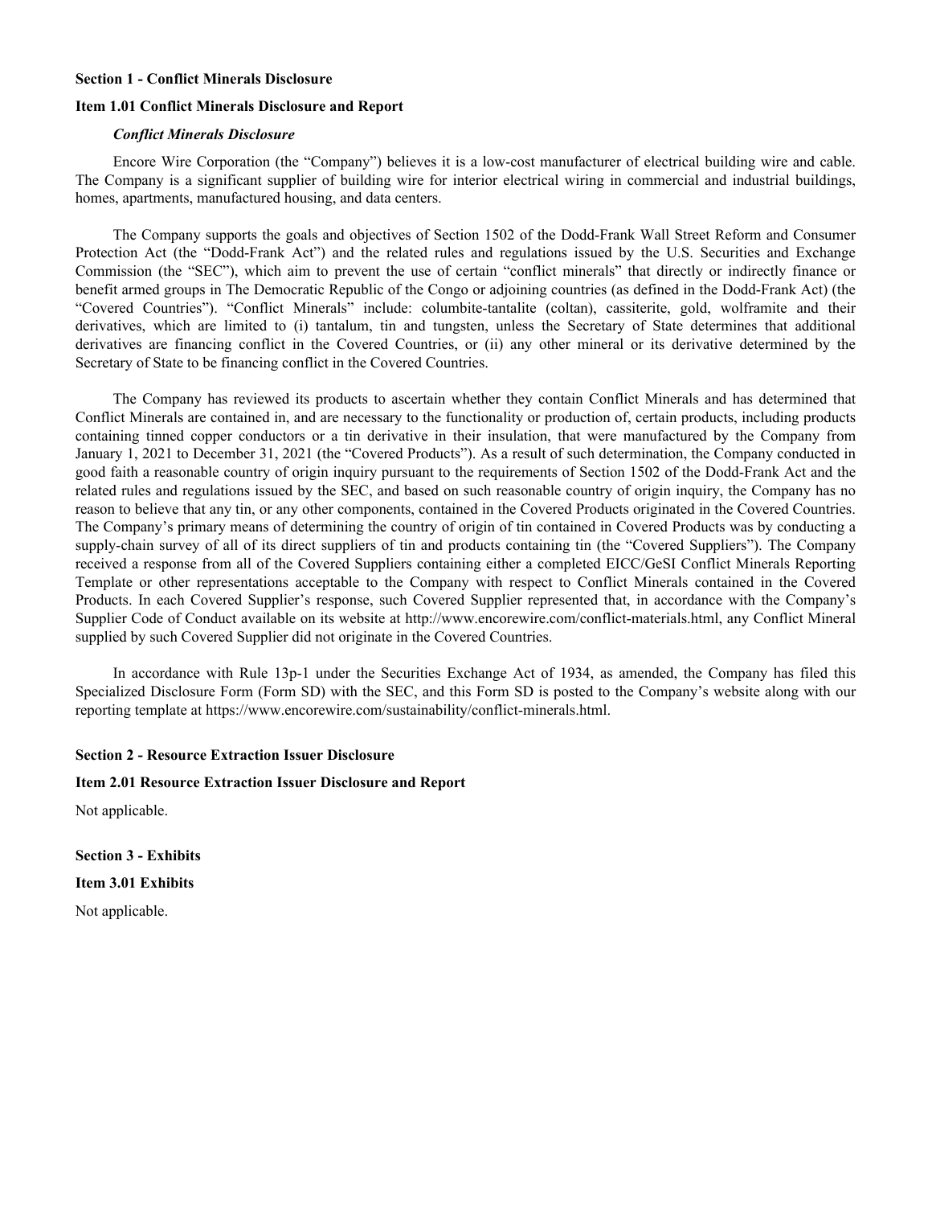**Section 1 - Conflict Minerals Disclosure**

**Item 1.01 Conflict Minerals Disclosure and Report**

***Conflict Minerals Disclosure***

Encore Wire Corporation (the "Company") believes it is a low-cost manufacturer of electrical building wire and cable. The Company is a significant supplier of building wire for interior electrical wiring in commercial and industrial buildings, homes, apartments, manufactured housing, and data centers.

The Company supports the goals and objectives of Section 1502 of the Dodd-Frank Wall Street Reform and Consumer Protection Act (the "Dodd-Frank Act") and the related rules and regulations issued by the U.S. Securities and Exchange Commission (the "SEC"), which aim to prevent the use of certain "conflict minerals" that directly or indirectly finance or benefit armed groups in The Democratic Republic of the Congo or adjoining countries (as defined in the Dodd-Frank Act) (the "Covered Countries"). "Conflict Minerals" include: columbite-tantalite (coltan), cassiterite, gold, wolframite and their derivatives, which are limited to (i) tantalum, tin and tungsten, unless the Secretary of State determines that additional derivatives are financing conflict in the Covered Countries, or (ii) any other mineral or its derivative determined by the Secretary of State to be financing conflict in the Covered Countries.

The Company has reviewed its products to ascertain whether they contain Conflict Minerals and has determined that Conflict Minerals are contained in, and are necessary to the functionality or production of, certain products, including products containing tinned copper conductors or a tin derivative in their insulation, that were manufactured by the Company from January 1, 2021 to December 31, 2021 (the "Covered Products"). As a result of such determination, the Company conducted in good faith a reasonable country of origin inquiry pursuant to the requirements of Section 1502 of the Dodd-Frank Act and the related rules and regulations issued by the SEC, and based on such reasonable country of origin inquiry, the Company has no reason to believe that any tin, or any other components, contained in the Covered Products originated in the Covered Countries. The Company's primary means of determining the country of origin of tin contained in Covered Products was by conducting a supply-chain survey of all of its direct suppliers of tin and products containing tin (the "Covered Suppliers"). The Company received a response from all of the Covered Suppliers containing either a completed EICC/GeSI Conflict Minerals Reporting Template or other representations acceptable to the Company with respect to Conflict Minerals contained in the Covered Products. In each Covered Supplier's response, such Covered Supplier represented that, in accordance with the Company's Supplier Code of Conduct available on its website at http://www.encorewire.com/conflict-materials.html, any Conflict Mineral supplied by such Covered Supplier did not originate in the Covered Countries.

In accordance with Rule 13p-1 under the Securities Exchange Act of 1934, as amended, the Company has filed this Specialized Disclosure Form (Form SD) with the SEC, and this Form SD is posted to the Company's website along with our reporting template at https://www.encorewire.com/sustainability/conflict-minerals.html.

**Section 2 - Resource Extraction Issuer Disclosure**

**Item 2.01 Resource Extraction Issuer Disclosure and Report**

Not applicable.

**Section 3 - Exhibits**

**Item 3.01 Exhibits**

Not applicable.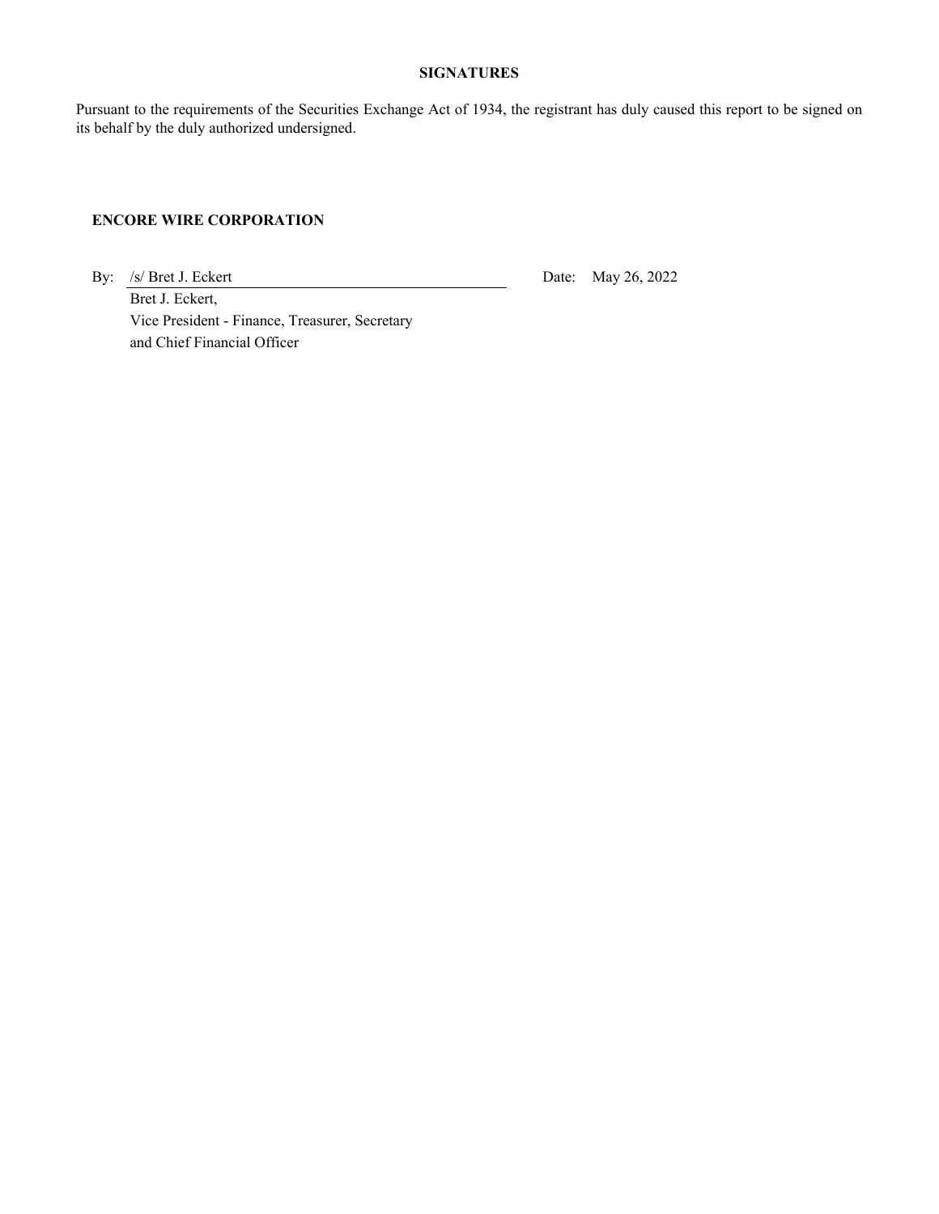**SIGNATURES**

Pursuant to the requirements of the Securities Exchange Act of 1934, the registrant has duly caused this report to be signed on its behalf by the duly authorized undersigned.

**ENCORE WIRE CORPORATION**

By: /s/ Bret J. Eckert

Bret J. Eckert,
Vice President - Finance, Treasurer, Secretary
and Chief Financial Officer

Date: May 26, 2022